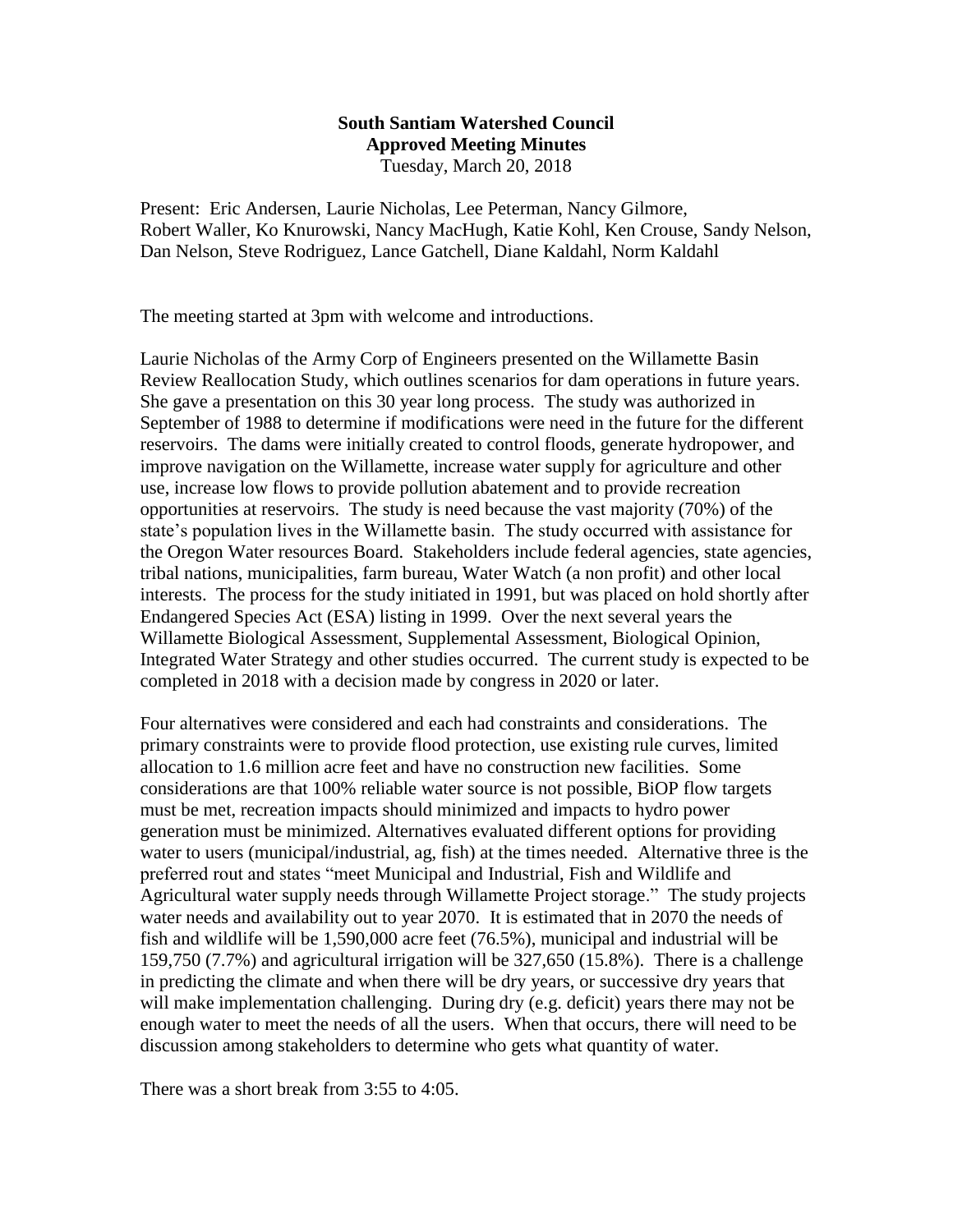**South Santiam Watershed Council**
**Approved Meeting Minutes**
Tuesday, March 20, 2018

Present: Eric Andersen, Laurie Nicholas, Lee Peterman, Nancy Gilmore, Robert Waller, Ko Knurowski, Nancy MacHugh, Katie Kohl, Ken Crouse, Sandy Nelson, Dan Nelson, Steve Rodriguez, Lance Gatchell, Diane Kaldahl, Norm Kaldahl

The meeting started at 3pm with welcome and introductions.

Laurie Nicholas of the Army Corp of Engineers presented on the Willamette Basin Review Reallocation Study, which outlines scenarios for dam operations in future years. She gave a presentation on this 30 year long process. The study was authorized in September of 1988 to determine if modifications were need in the future for the different reservoirs. The dams were initially created to control floods, generate hydropower, and improve navigation on the Willamette, increase water supply for agriculture and other use, increase low flows to provide pollution abatement and to provide recreation opportunities at reservoirs. The study is need because the vast majority (70%) of the state's population lives in the Willamette basin. The study occurred with assistance for the Oregon Water resources Board. Stakeholders include federal agencies, state agencies, tribal nations, municipalities, farm bureau, Water Watch (a non profit) and other local interests. The process for the study initiated in 1991, but was placed on hold shortly after Endangered Species Act (ESA) listing in 1999. Over the next several years the Willamette Biological Assessment, Supplemental Assessment, Biological Opinion, Integrated Water Strategy and other studies occurred. The current study is expected to be completed in 2018 with a decision made by congress in 2020 or later.

Four alternatives were considered and each had constraints and considerations. The primary constraints were to provide flood protection, use existing rule curves, limited allocation to 1.6 million acre feet and have no construction new facilities. Some considerations are that 100% reliable water source is not possible, BiOP flow targets must be met, recreation impacts should minimized and impacts to hydro power generation must be minimized. Alternatives evaluated different options for providing water to users (municipal/industrial, ag, fish) at the times needed. Alternative three is the preferred rout and states "meet Municipal and Industrial, Fish and Wildlife and Agricultural water supply needs through Willamette Project storage." The study projects water needs and availability out to year 2070. It is estimated that in 2070 the needs of fish and wildlife will be 1,590,000 acre feet (76.5%), municipal and industrial will be 159,750 (7.7%) and agricultural irrigation will be 327,650 (15.8%). There is a challenge in predicting the climate and when there will be dry years, or successive dry years that will make implementation challenging. During dry (e.g. deficit) years there may not be enough water to meet the needs of all the users. When that occurs, there will need to be discussion among stakeholders to determine who gets what quantity of water.

There was a short break from 3:55 to 4:05.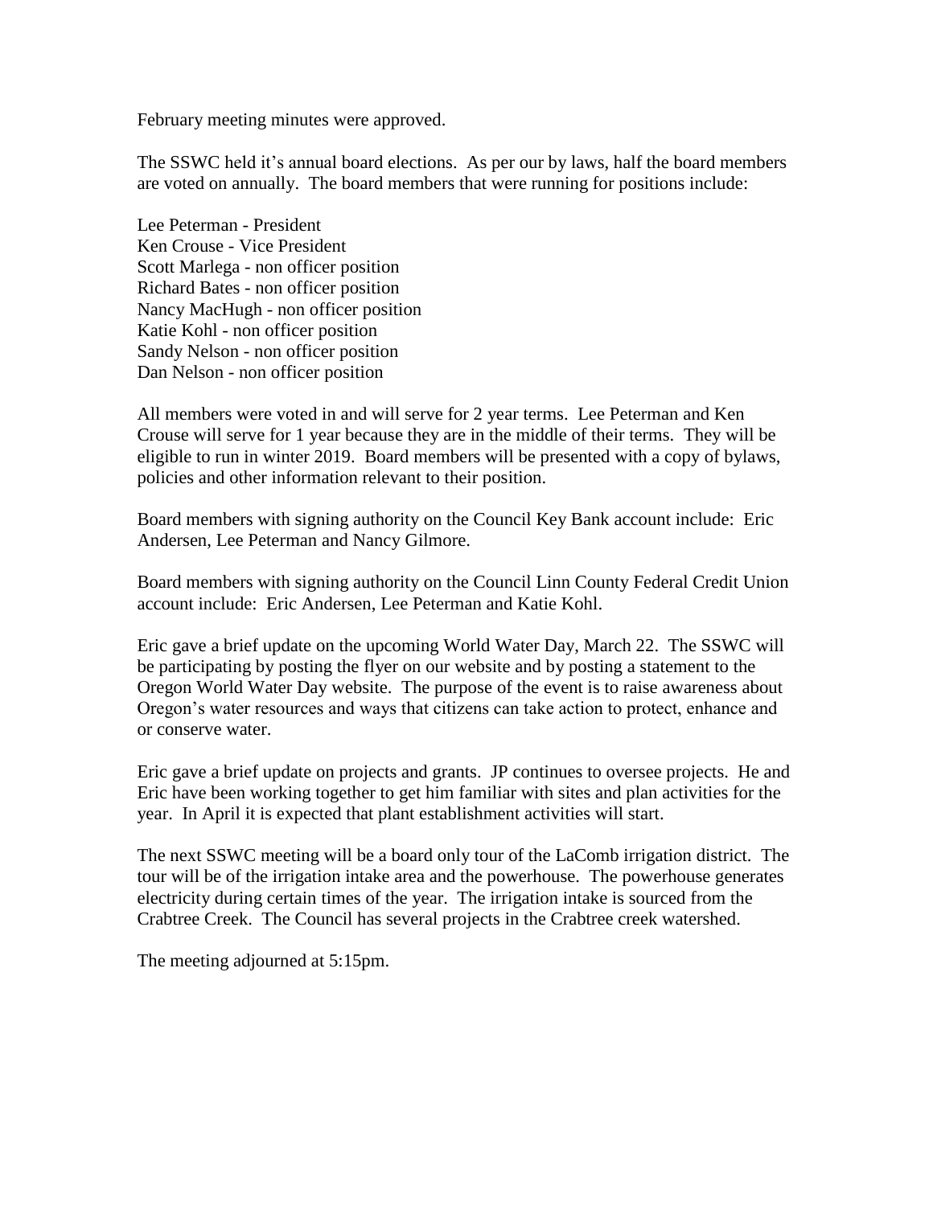February meeting minutes were approved.

The SSWC held it's annual board elections. As per our by laws, half the board members are voted on annually. The board members that were running for positions include:

Lee Peterman - President
Ken Crouse - Vice President
Scott Marlega - non officer position
Richard Bates - non officer position
Nancy MacHugh - non officer position
Katie Kohl - non officer position
Sandy Nelson - non officer position
Dan Nelson - non officer position

All members were voted in and will serve for 2 year terms. Lee Peterman and Ken Crouse will serve for 1 year because they are in the middle of their terms. They will be eligible to run in winter 2019. Board members will be presented with a copy of bylaws, policies and other information relevant to their position.

Board members with signing authority on the Council Key Bank account include: Eric Andersen, Lee Peterman and Nancy Gilmore.

Board members with signing authority on the Council Linn County Federal Credit Union account include: Eric Andersen, Lee Peterman and Katie Kohl.

Eric gave a brief update on the upcoming World Water Day, March 22. The SSWC will be participating by posting the flyer on our website and by posting a statement to the Oregon World Water Day website. The purpose of the event is to raise awareness about Oregon's water resources and ways that citizens can take action to protect, enhance and or conserve water.

Eric gave a brief update on projects and grants. JP continues to oversee projects. He and Eric have been working together to get him familiar with sites and plan activities for the year. In April it is expected that plant establishment activities will start.

The next SSWC meeting will be a board only tour of the LaComb irrigation district. The tour will be of the irrigation intake area and the powerhouse. The powerhouse generates electricity during certain times of the year. The irrigation intake is sourced from the Crabtree Creek. The Council has several projects in the Crabtree creek watershed.

The meeting adjourned at 5:15pm.